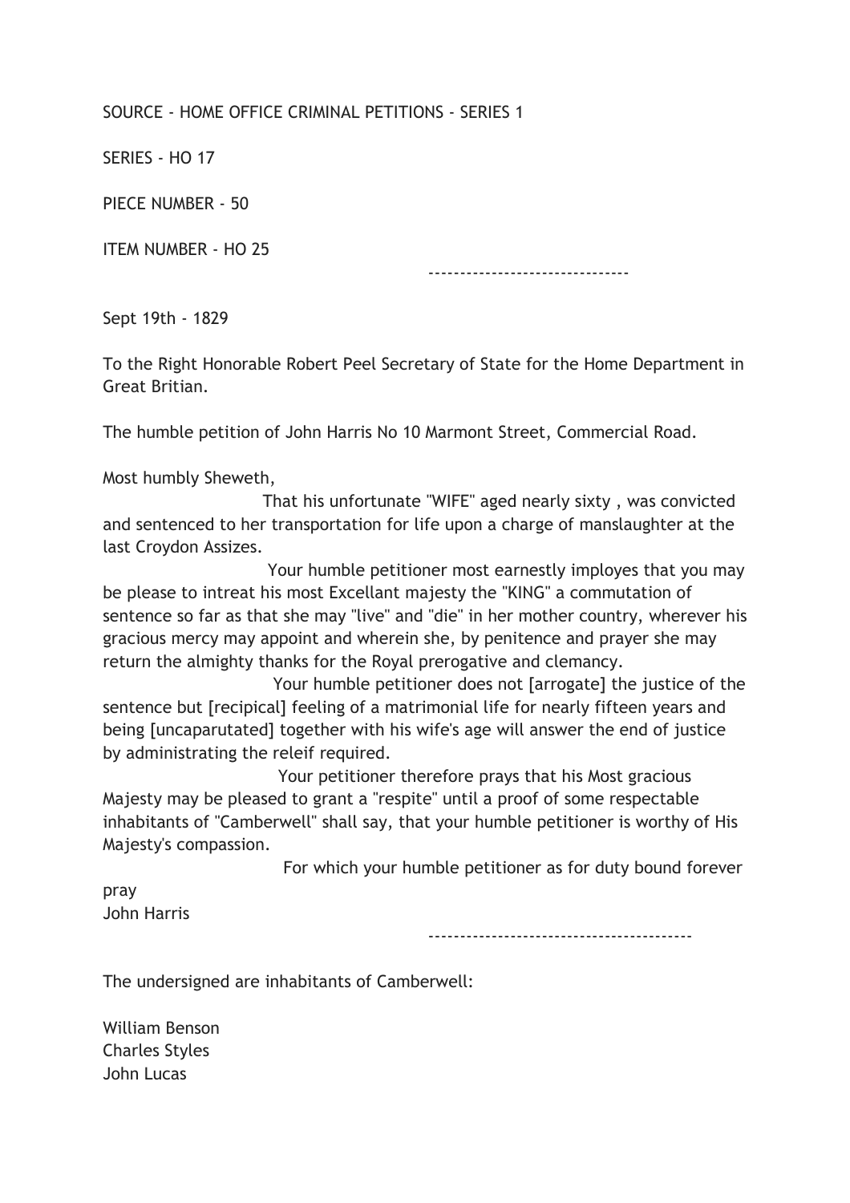SOURCE - HOME OFFICE CRIMINAL PETITIONS - SERIES 1

SERIES - HO 17

PIECE NUMBER - 50

ITEM NUMBER - HO 25

-------------------------------

Sept 19th - 1829

To the Right Honorable Robert Peel Secretary of State for the Home Department in Great Britian.

The humble petition of John Harris No 10 Marmont Street, Commercial Road.

Most humbly Sheweth,

That his unfortunate "WIFE" aged nearly sixty , was convicted and sentenced to her transportation for life upon a charge of manslaughter at the last Croydon Assizes.

Your humble petitioner most earnestly imployes that you may be please to intreat his most Excellant majesty the "KING" a commutation of sentence so far as that she may "live" and "die" in her mother country, wherever his gracious mercy may appoint and wherein she, by penitence and prayer she may return the almighty thanks for the Royal prerogative and clemancy.

Your humble petitioner does not [arrogate] the justice of the sentence but [recipical] feeling of a matrimonial life for nearly fifteen years and being [uncaparutated] together with his wife's age will answer the end of justice by administrating the releif required.

Your petitioner therefore prays that his Most gracious Majesty may be pleased to grant a "respite" until a proof of some respectable inhabitants of "Camberwell" shall say, that your humble petitioner is worthy of His Majesty's compassion.

For which your humble petitioner as for duty bound forever pray

John Harris

-----------------------------------------

The undersigned are inhabitants of Camberwell:

William Benson
Charles Styles
John Lucas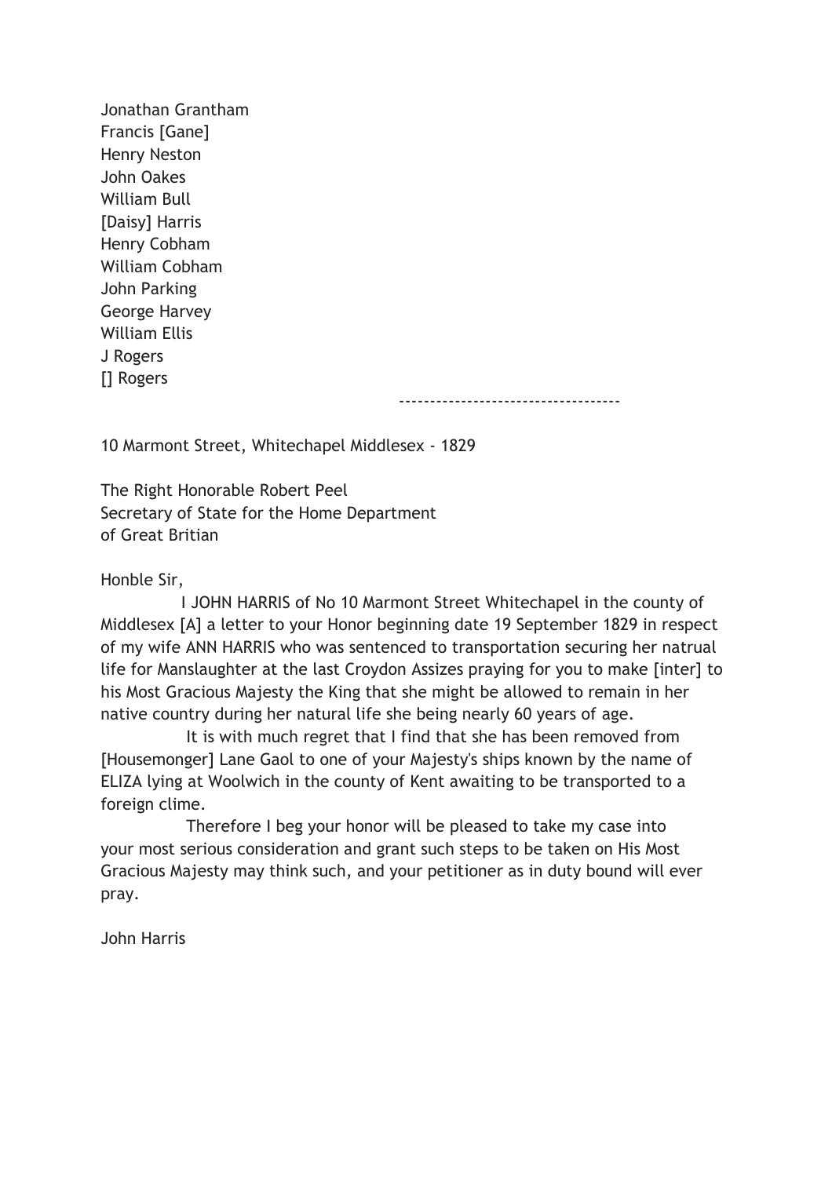Jonathan Grantham
Francis [Gane]
Henry Neston
John Oakes
William Bull
[Daisy] Harris
Henry Cobham
William Cobham
John Parking
George Harvey
William Ellis
J Rogers
[] Rogers

-----------------------------------

10 Marmont Street, Whitechapel Middlesex - 1829

The Right Honorable Robert Peel
Secretary of State for the Home Department
of Great Britian

Honble Sir,

I JOHN HARRIS of No 10 Marmont Street Whitechapel in the county of Middlesex [A] a letter to your Honor beginning date 19 September 1829 in respect of my wife ANN HARRIS who was sentenced to transportation securing her natrual life for Manslaughter at the last Croydon Assizes praying for you to make [inter] to his Most Gracious Majesty the King that she might be allowed to remain in her native country during her natural life she being nearly 60 years of age.

It is with much regret that I find that she has been removed from [Housemonger] Lane Gaol to one of your Majesty's ships known by the name of ELIZA lying at Woolwich in the county of Kent awaiting to be transported to a foreign clime.

Therefore I beg your honor will be pleased to take my case into your most serious consideration and grant such steps to be taken on His Most Gracious Majesty may think such, and your petitioner as in duty bound will ever pray.

John Harris